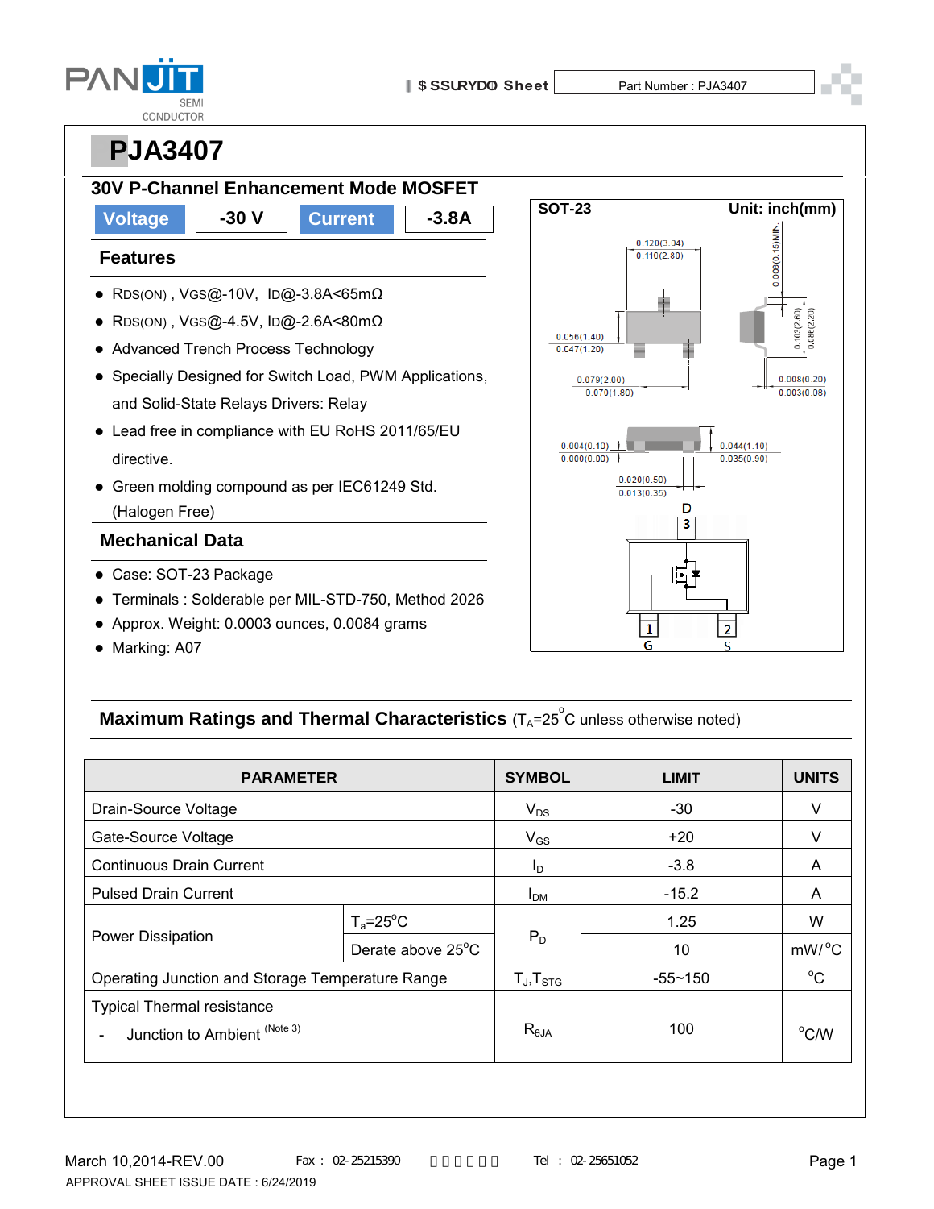# PJA3407

## 30V P-Channel Enhancement Mode MOSFET

| Voltage | -30 V | Current | -3.8A |
|---|---|---|---|

### Features

- $R_{DS(ON)}$ , $V_{GS}$@-10V, $I_D$@-3.8A<65mΩ
- $R_{DS(ON)}$ , $V_{GS}$@-4.5V, $I_D$@-2.6A<80mΩ
- Advanced Trench Process Technology
- Specially Designed for Switch Load, PWM Applications, and Solid-State Relays Drivers: Relay
- Lead free in compliance with EU RoHS 2011/65/EU directive.
- Green molding compound as per IEC61249 Std. (Halogen Free)

### Mechanical Data

- Case: SOT-23 Package
- Terminals : Solderable per MIL-STD-750, Method 2026
- Approx. Weight: 0.0003 ounces, 0.0084 grams
- Marking: A07

SOT-23 Unit: inch(mm)

0.120(3.04) 0.110(2.80) 0.006(0.15)MIN. 0.056(1.40) 0.047(1.20) 0.103(2.60) 0.086(2.20) 0.079(2.00) 0.070(1.80) 0.008(0.20) 0.003(0.08) 0.004(0.10) 0.000(0.00) 0.044(1.10) 0.035(0.90) 0.020(0.50) 0.013(0.35)

D 3, 1 G, 2 S

## Maximum Ratings and Thermal Characteristics ($T_A$=25°C unless otherwise noted)

| PARAMETER | | SYMBOL | LIMIT | UNITS |
|---|---|---|---|---|
| Drain-Source Voltage | | $V_{DS}$ | -30 | V |
| Gate-Source Voltage | | $V_{GS}$ | ±20 | V |
| Continuous Drain Current | | $I_D$ | -3.8 | A |
| Pulsed Drain Current | | $I_{DM}$ | -15.2 | A |
| Power Dissipation | $T_a$=25°C | $P_D$ | 1.25 | W |
| | Derate above 25°C | | 10 | mW/°C |
| Operating Junction and Storage Temperature Range | | $T_J$,$T_{STG}$ | -55~150 | °C |
| Typical Thermal resistance - Junction to Ambient (Note 3) | | $R_{θJA}$ | 100 | °C/W |

March 10,2014-REV.00

APPROVAL SHEET ISSUE DATE : 6/24/2019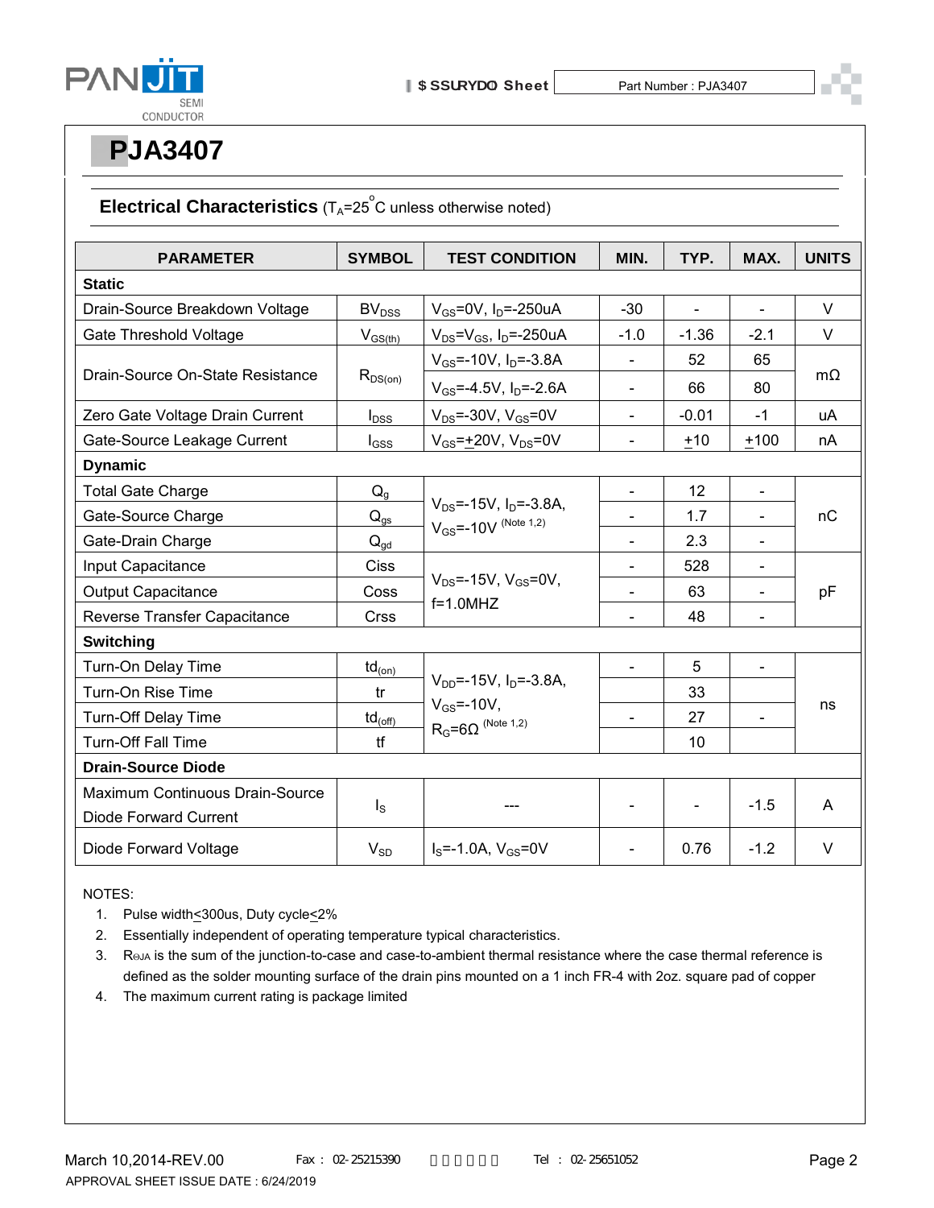# PJA3407

## Electrical Characteristics ($T_A$=25°C unless otherwise noted)

| PARAMETER | SYMBOL | TEST CONDITION | MIN. | TYP. | MAX. | UNITS |
|---|---|---|---|---|---|---|
| **Static** | | | | | | |
| Drain-Source Breakdown Voltage | $BV_{DSS}$ | $V_{GS}$=0V, $I_D$=-250uA | -30 | - | - | V |
| Gate Threshold Voltage | $V_{GS(th)}$ | $V_{DS}$=$V_{GS}$, $I_D$=-250uA | -1.0 | -1.36 | -2.1 | V |
| Drain-Source On-State Resistance | $R_{DS(on)}$ | $V_{GS}$=-10V, $I_D$=-3.8A | - | 52 | 65 | mΩ |
| | | $V_{GS}$=-4.5V, $I_D$=-2.6A | - | 66 | 80 | |
| Zero Gate Voltage Drain Current | $I_{DSS}$ | $V_{DS}$=-30V, $V_{GS}$=0V | - | -0.01 | -1 | uA |
| Gate-Source Leakage Current | $I_{GSS}$ | $V_{GS}$=±20V, $V_{DS}$=0V | - | ±10 | ±100 | nA |
| **Dynamic** | | | | | | |
| Total Gate Charge | $Q_g$ | $V_{DS}$=-15V, $I_D$=-3.8A, $V_{GS}$=-10V (Note 1,2) | - | 12 | - | nC |
| Gate-Source Charge | $Q_{gs}$ | | - | 1.7 | - | |
| Gate-Drain Charge | $Q_{gd}$ | | - | 2.3 | - | |
| Input Capacitance | Ciss | $V_{DS}$=-15V, $V_{GS}$=0V, f=1.0MHZ | - | 528 | - | pF |
| Output Capacitance | Coss | | - | 63 | - | |
| Reverse Transfer Capacitance | Crss | | - | 48 | - | |
| **Switching** | | | | | | |
| Turn-On Delay Time | $td_{(on)}$ | $V_{DD}$=-15V, $I_D$=-3.8A, $V_{GS}$=-10V, $R_G$=6Ω (Note 1,2) | - | 5 | - | ns |
| Turn-On Rise Time | tr | | | 33 | | |
| Turn-Off Delay Time | $td_{(off)}$ | | - | 27 | - | |
| Turn-Off Fall Time | tf | | | 10 | | |
| **Drain-Source Diode** | | | | | | |
| Maximum Continuous Drain-Source Diode Forward Current | $I_S$ | --- | - | - | -1.5 | A |
| Diode Forward Voltage | $V_{SD}$ | $I_S$=-1.0A, $V_{GS}$=0V | - | 0.76 | -1.2 | V |

NOTES:

1. Pulse width≤300us, Duty cycle≤2%
2. Essentially independent of operating temperature typical characteristics.
3. $R_{\Theta JA}$ is the sum of the junction-to-case and case-to-ambient thermal resistance where the case thermal reference is defined as the solder mounting surface of the drain pins mounted on a 1 inch FR-4 with 2oz. square pad of copper
4. The maximum current rating is package limited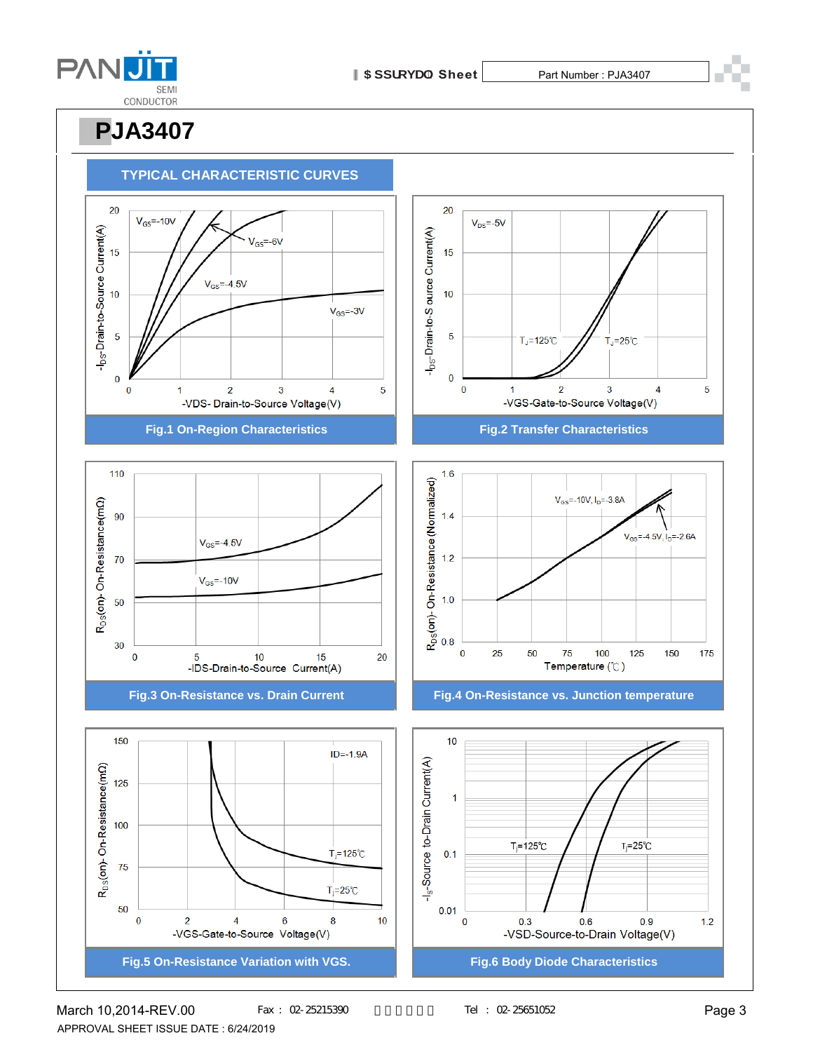# PJA3407

## TYPICAL CHARACTERISTIC CURVES

Fig.1 On-Region Characteristics

Fig.2 Transfer Characteristics

Fig.3 On-Resistance vs. Drain Current

Fig.4 On-Resistance vs. Junction temperature

Fig.5 On-Resistance Variation with VGS.

Fig.6 Body Diode Characteristics

March 10,2014-REV.00

APPROVAL SHEET ISSUE DATE : 6/24/2019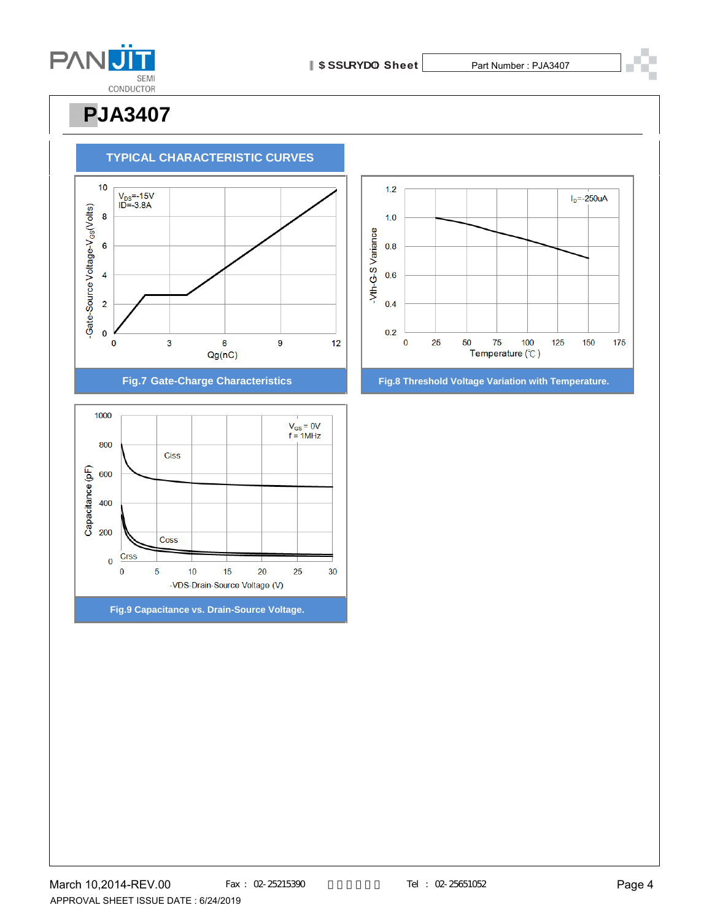# PJA3407

## TYPICAL CHARACTERISTIC CURVES

$V_{DS}$=-15V
ID=-3.8A

-Gate-Source Voltage-$V_{GS}$(Volts)

Qg(nC)

Fig.7 Gate-Charge Characteristics

$I_D$=-250uA

-Vth-G-S Variance

Temperature (℃)

Fig.8 Threshold Voltage Variation with Temperature.

$V_{GS}$ = 0V
f = 1MHz

Ciss

Coss

Crss

Capacitance (pF)

-VDS-Drain-Source Voltage (V)

Fig.9 Capacitance vs. Drain-Source Voltage.

March 10,2014-REV.00

APPROVAL SHEET ISSUE DATE : 6/24/2019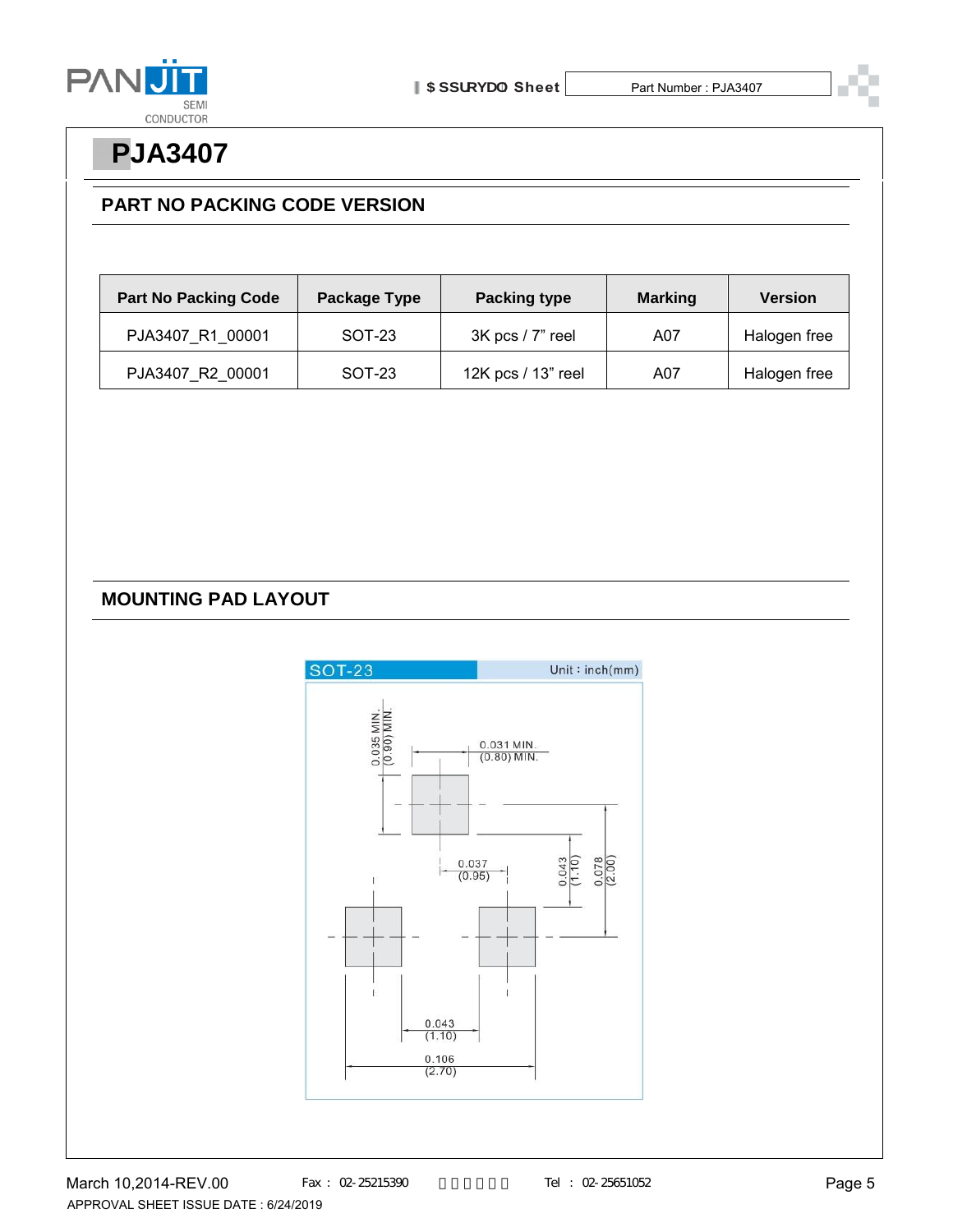# PJA3407

## PART NO PACKING CODE VERSION

| Part No Packing Code | Package Type | Packing type | Marking | Version |
|---|---|---|---|---|
| PJA3407_R1_00001 | SOT-23 | 3K pcs / 7” reel | A07 | Halogen free |
| PJA3407_R2_00001 | SOT-23 | 12K pcs / 13” reel | A07 | Halogen free |

## MOUNTING PAD LAYOUT

SOT-23 Unit : inch(mm)

0.035 MIN. (0.90) MIN.

0.031 MIN. (0.80) MIN.

0.037 (0.95)

0.043 (1.10)

0.078 (2.00)

0.043 (1.10)

0.106 (2.70)

March 10,2014-REV.00

APPROVAL SHEET ISSUE DATE : 6/24/2019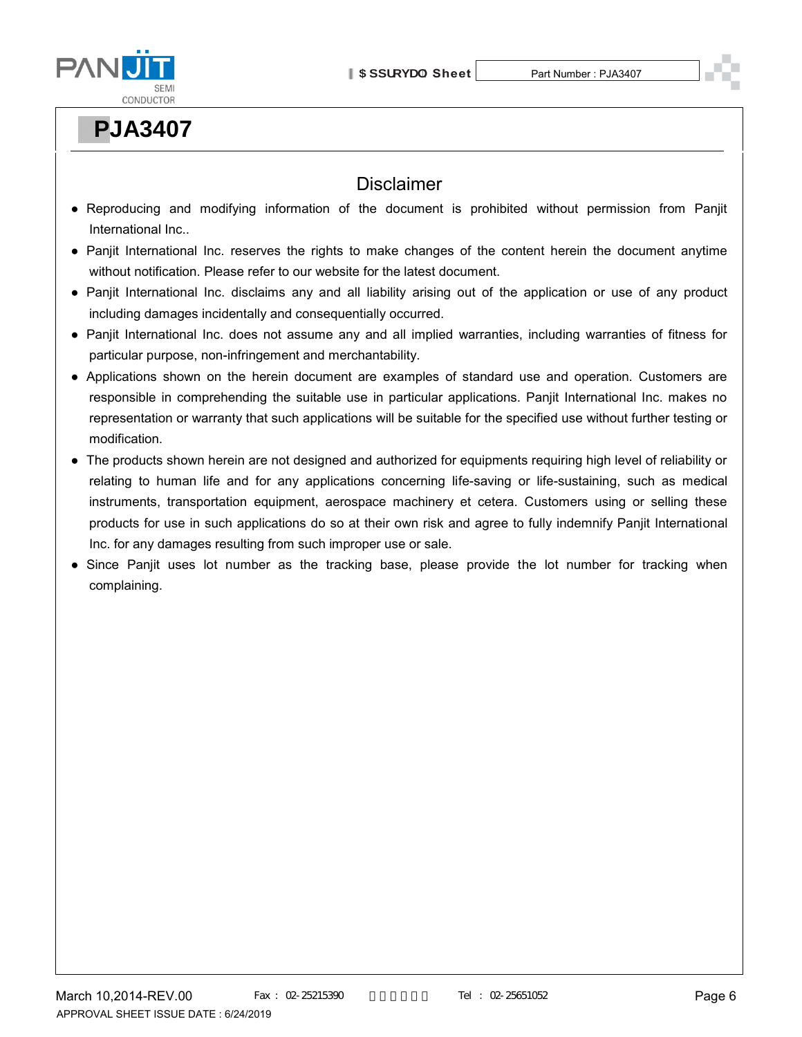# PJA3407

## Disclaimer

- Reproducing and modifying information of the document is prohibited without permission from Panjit International Inc..
- Panjit International Inc. reserves the rights to make changes of the content herein the document anytime without notification. Please refer to our website for the latest document.
- Panjit International Inc. disclaims any and all liability arising out of the application or use of any product including damages incidentally and consequentially occurred.
- Panjit International Inc. does not assume any and all implied warranties, including warranties of fitness for particular purpose, non-infringement and merchantability.
- Applications shown on the herein document are examples of standard use and operation. Customers are responsible in comprehending the suitable use in particular applications. Panjit International Inc. makes no representation or warranty that such applications will be suitable for the specified use without further testing or modification.
- The products shown herein are not designed and authorized for equipments requiring high level of reliability or relating to human life and for any applications concerning life-saving or life-sustaining, such as medical instruments, transportation equipment, aerospace machinery et cetera. Customers using or selling these products for use in such applications do so at their own risk and agree to fully indemnify Panjit International Inc. for any damages resulting from such improper use or sale.
- Since Panjit uses lot number as the tracking base, please provide the lot number for tracking when complaining.